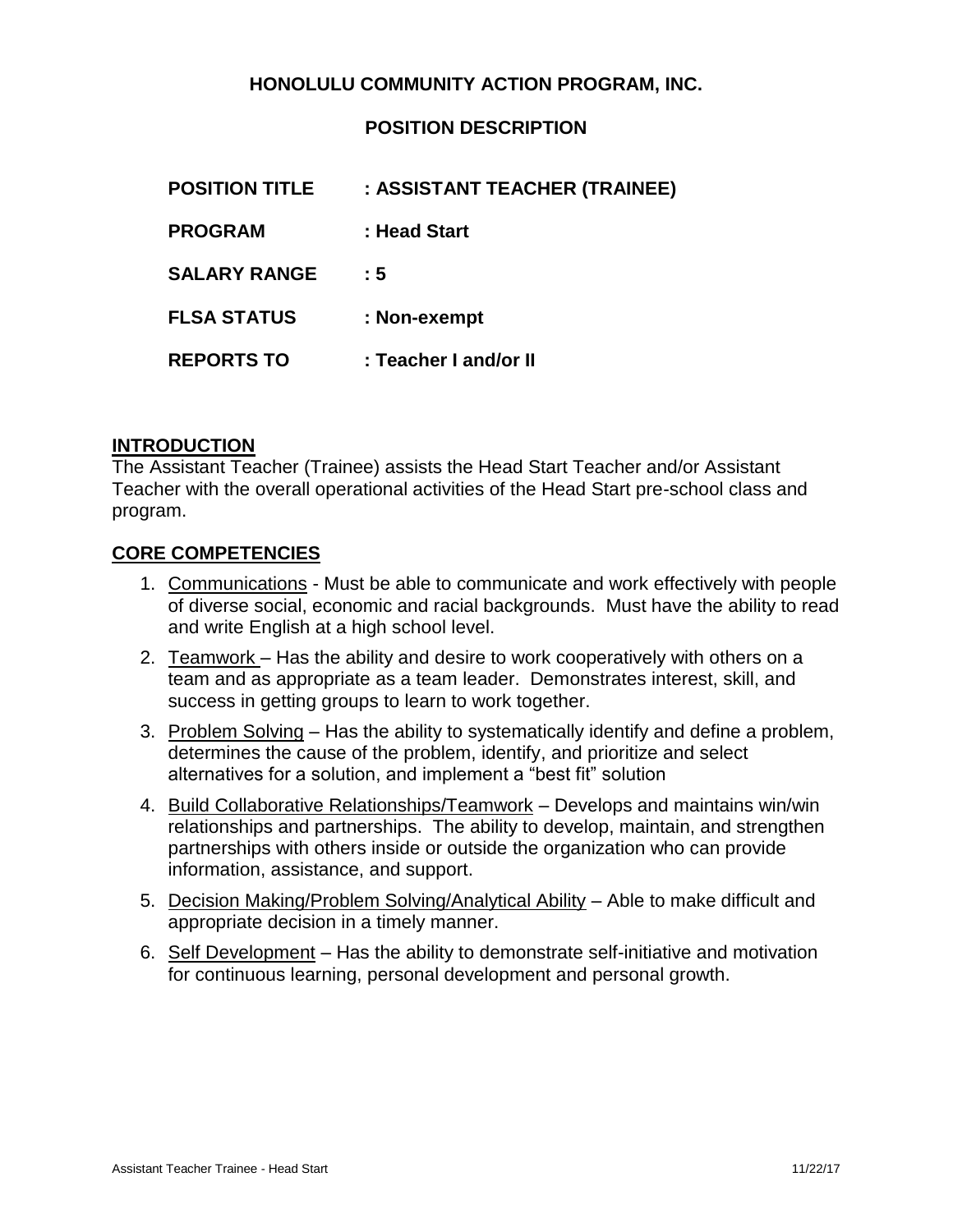**HONOLULU COMMUNITY ACTION PROGRAM, INC.**

**POSITION DESCRIPTION**

**POSITION TITLE : ASSISTANT TEACHER (TRAINEE)**

**PROGRAM : Head Start**

**SALARY RANGE : 5**

**FLSA STATUS : Non-exempt**

**REPORTS TO : Teacher I and/or II**

## INTRODUCTION

The Assistant Teacher (Trainee) assists the Head Start Teacher and/or Assistant Teacher with the overall operational activities of the Head Start pre-school class and program.

## CORE COMPETENCIES

1. Communications - Must be able to communicate and work effectively with people of diverse social, economic and racial backgrounds. Must have the ability to read and write English at a high school level.
2. Teamwork – Has the ability and desire to work cooperatively with others on a team and as appropriate as a team leader. Demonstrates interest, skill, and success in getting groups to learn to work together.
3. Problem Solving – Has the ability to systematically identify and define a problem, determines the cause of the problem, identify, and prioritize and select alternatives for a solution, and implement a "best fit" solution
4. Build Collaborative Relationships/Teamwork – Develops and maintains win/win relationships and partnerships. The ability to develop, maintain, and strengthen partnerships with others inside or outside the organization who can provide information, assistance, and support.
5. Decision Making/Problem Solving/Analytical Ability – Able to make difficult and appropriate decision in a timely manner.
6. Self Development – Has the ability to demonstrate self-initiative and motivation for continuous learning, personal development and personal growth.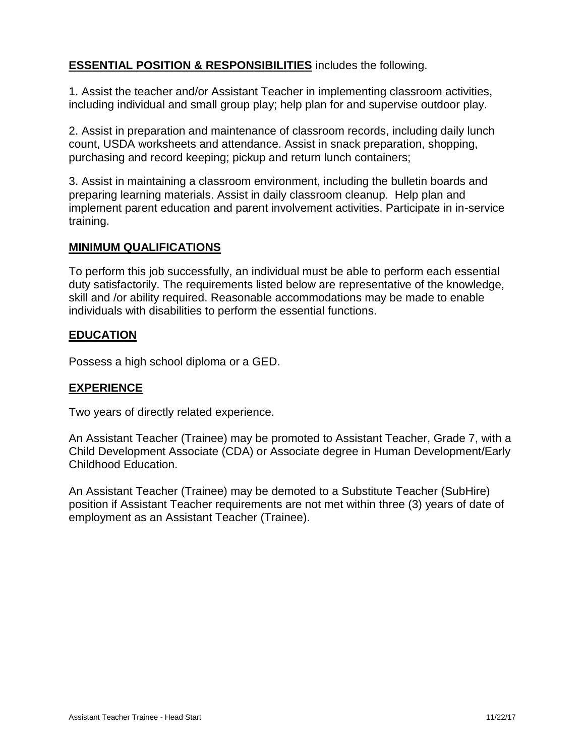**ESSENTIAL POSITION & RESPONSIBILITIES** includes the following.

1. Assist the teacher and/or Assistant Teacher in implementing classroom activities, including individual and small group play; help plan for and supervise outdoor play.

2. Assist in preparation and maintenance of classroom records, including daily lunch count, USDA worksheets and attendance. Assist in snack preparation, shopping, purchasing and record keeping; pickup and return lunch containers;

3. Assist in maintaining a classroom environment, including the bulletin boards and preparing learning materials. Assist in daily classroom cleanup. Help plan and implement parent education and parent involvement activities. Participate in in-service training.

## MINIMUM QUALIFICATIONS

To perform this job successfully, an individual must be able to perform each essential duty satisfactorily. The requirements listed below are representative of the knowledge, skill and /or ability required. Reasonable accommodations may be made to enable individuals with disabilities to perform the essential functions.

## EDUCATION

Possess a high school diploma or a GED.

## EXPERIENCE

Two years of directly related experience.

An Assistant Teacher (Trainee) may be promoted to Assistant Teacher, Grade 7, with a Child Development Associate (CDA) or Associate degree in Human Development/Early Childhood Education.

An Assistant Teacher (Trainee) may be demoted to a Substitute Teacher (SubHire) position if Assistant Teacher requirements are not met within three (3) years of date of employment as an Assistant Teacher (Trainee).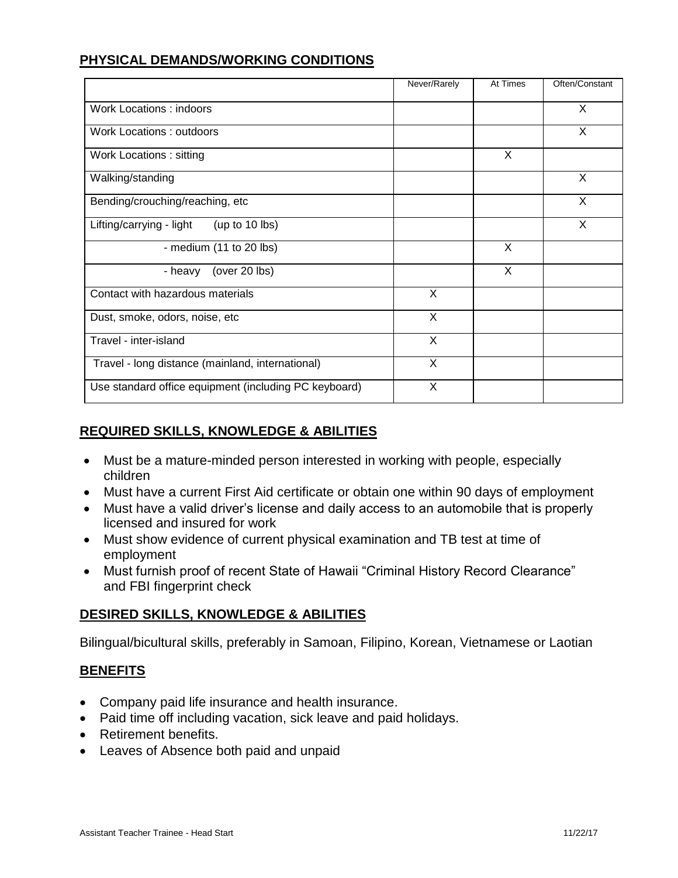## PHYSICAL DEMANDS/WORKING CONDITIONS

| | Never/Rarely | At Times | Often/Constant |
|---|---|---|---|
| Work Locations : indoors | | | X |
| Work Locations : outdoors | | | X |
| Work Locations : sitting | | X | |
| Walking/standing | | | X |
| Bending/crouching/reaching, etc | | | X |
| Lifting/carrying - light (up to 10 lbs) | | | X |
| - medium (11 to 20 lbs) | | X | |
| - heavy (over 20 lbs) | | X | |
| Contact with hazardous materials | X | | |
| Dust, smoke, odors, noise, etc | X | | |
| Travel - inter-island | X | | |
| Travel - long distance (mainland, international) | X | | |
| Use standard office equipment (including PC keyboard) | X | | |

## REQUIRED SKILLS, KNOWLEDGE & ABILITIES

- Must be a mature-minded person interested in working with people, especially children
- Must have a current First Aid certificate or obtain one within 90 days of employment
- Must have a valid driver's license and daily access to an automobile that is properly licensed and insured for work
- Must show evidence of current physical examination and TB test at time of employment
- Must furnish proof of recent State of Hawaii "Criminal History Record Clearance" and FBI fingerprint check

## DESIRED SKILLS, KNOWLEDGE & ABILITIES

Bilingual/bicultural skills, preferably in Samoan, Filipino, Korean, Vietnamese or Laotian

## BENEFITS

- Company paid life insurance and health insurance.
- Paid time off including vacation, sick leave and paid holidays.
- Retirement benefits.
- Leaves of Absence both paid and unpaid